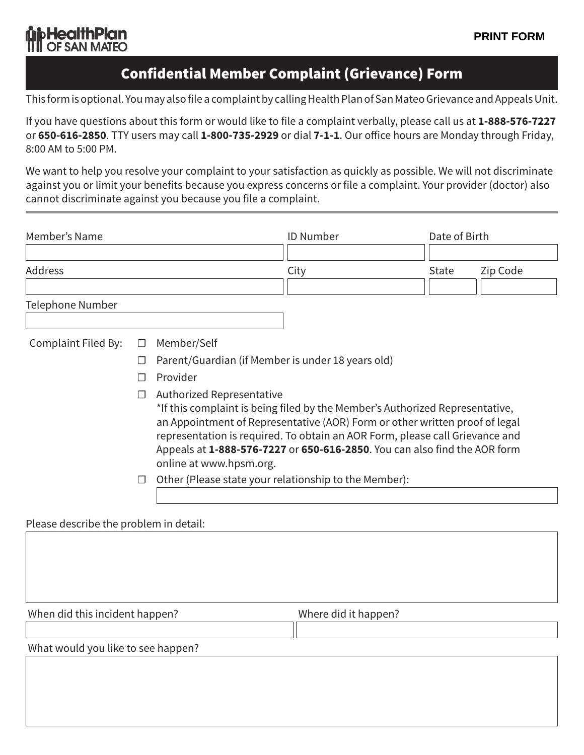HealthPlan OF SAN MATEO

PRINT FORM

# Confidential Member Complaint (Grievance) Form

This form is optional. You may also file a complaint by calling Health Plan of San Mateo Grievance and Appeals Unit.

If you have questions about this form or would like to file a complaint verbally, please call us at **1-888-576-7227** or **650-616-2850**. TTY users may call **1-800-735-2929** or dial **7-1-1**. Our office hours are Monday through Friday, 8:00 AM to 5:00 PM.

We want to help you resolve your complaint to your satisfaction as quickly as possible. We will not discriminate against you or limit your benefits because you express concerns or file a complaint. Your provider (doctor) also cannot discriminate against you because you file a complaint.

---

| Member's Name | ID Number | Date of Birth | |
|---|---|---|---|
| | | | |
| **Address** | **City** | **State** | **Zip Code** |
| | | | |

Telephone Number

Complaint Filed By:

- ☐ Member/Self
- ☐ Parent/Guardian (if Member is under 18 years old)
- ☐ Provider
- ☐ Authorized Representative
  *If this complaint is being filed by the Member's Authorized Representative, an Appointment of Representative (AOR) Form or other written proof of legal representation is required. To obtain an AOR Form, please call Grievance and Appeals at **1-888-576-7227** or **650-616-2850**. You can also find the AOR form online at www.hpsm.org.
- ☐ Other (Please state your relationship to the Member):

Please describe the problem in detail:

| When did this incident happen? | Where did it happen? |
|---|---|
| | |

What would you like to see happen?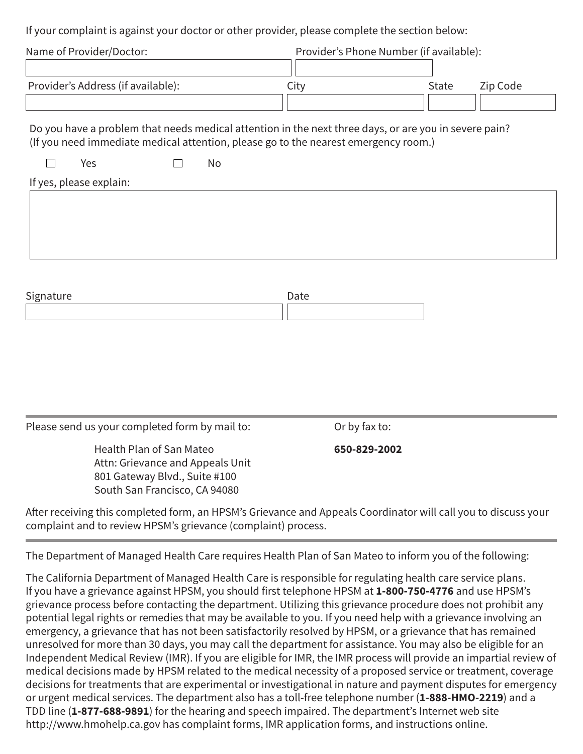If your complaint is against your doctor or other provider, please complete the section below:

Name of Provider/Doctor:

Provider's Phone Number (if available):

Provider's Address (if available):

City

State

Zip Code

Do you have a problem that needs medical attention in the next three days, or are you in severe pain? (If you need immediate medical attention, please go to the nearest emergency room.)

☐ Yes ☐ No

If yes, please explain:

Signature

Date

Please send us your completed form by mail to:

Health Plan of San Mateo
Attn: Grievance and Appeals Unit
801 Gateway Blvd., Suite #100
South San Francisco, CA 94080

Or by fax to:

**650-829-2002**

After receiving this completed form, an HPSM's Grievance and Appeals Coordinator will call you to discuss your complaint and to review HPSM's grievance (complaint) process.

The Department of Managed Health Care requires Health Plan of San Mateo to inform you of the following:

The California Department of Managed Health Care is responsible for regulating health care service plans. If you have a grievance against HPSM, you should first telephone HPSM at **1-800-750-4776** and use HPSM's grievance process before contacting the department. Utilizing this grievance procedure does not prohibit any potential legal rights or remedies that may be available to you. If you need help with a grievance involving an emergency, a grievance that has not been satisfactorily resolved by HPSM, or a grievance that has remained unresolved for more than 30 days, you may call the department for assistance. You may also be eligible for an Independent Medical Review (IMR). If you are eligible for IMR, the IMR process will provide an impartial review of medical decisions made by HPSM related to the medical necessity of a proposed service or treatment, coverage decisions for treatments that are experimental or investigational in nature and payment disputes for emergency or urgent medical services. The department also has a toll-free telephone number (**1-888-HMO-2219**) and a TDD line (**1-877-688-9891**) for the hearing and speech impaired. The department's Internet web site http://www.hmohelp.ca.gov has complaint forms, IMR application forms, and instructions online.